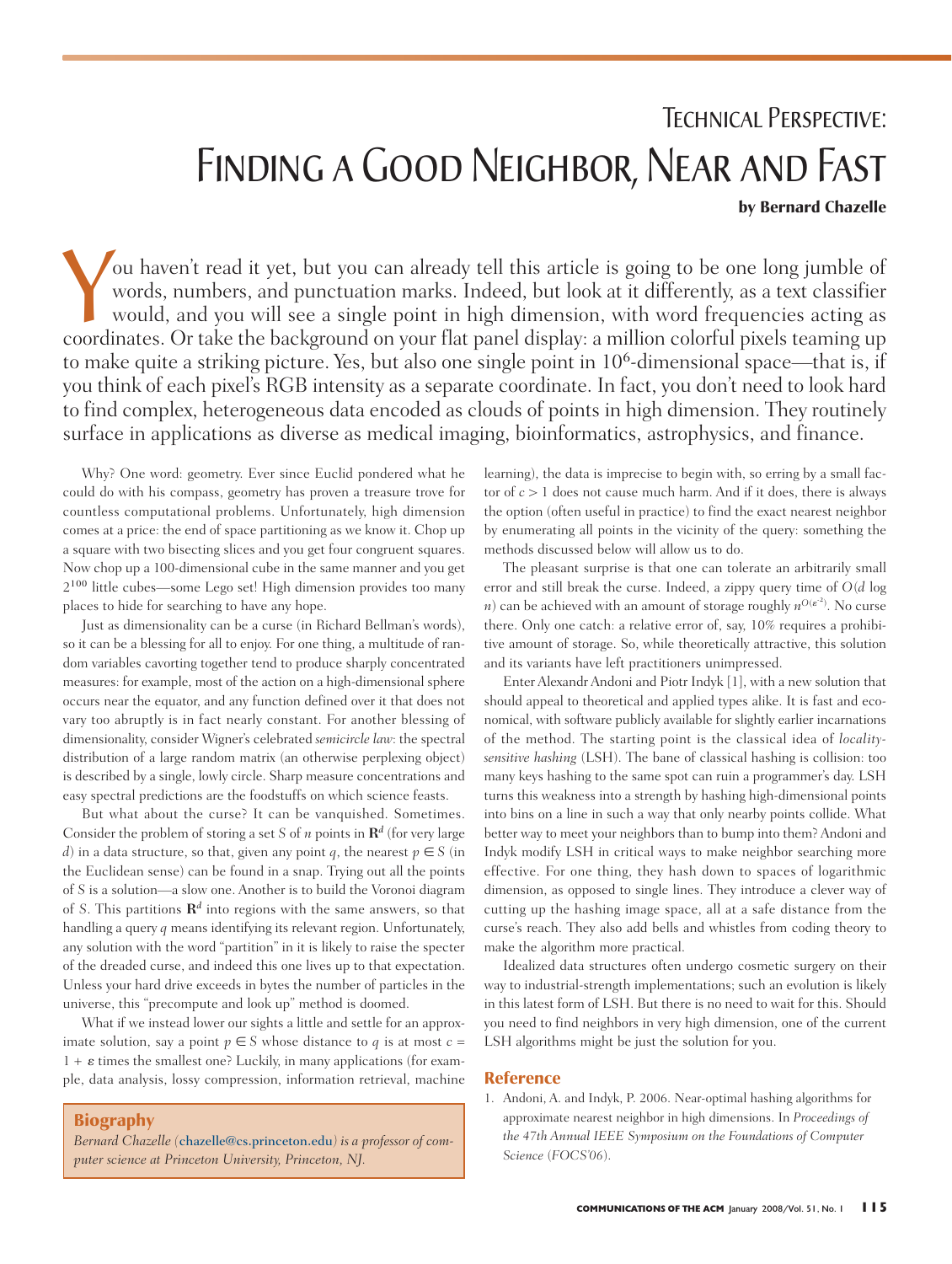# Technical Perspective: Finding a Good Neighbor, Near and Fast

**by Bernard Chazelle**

You haven't read it yet, but you can already tell this article is going to be one long jumble of words, numbers, and punctuation marks. Indeed, but look at it differently, as a text classifier would, and you will see a single point in high dimension, with word frequencies acting as coordinates. Or take the background on your flat panel display: a million colorful pixels teaming up to make quite a striking picture. Yes, but also one single point in $10^6$-dimensional space—that is, if you think of each pixel's RGB intensity as a separate coordinate. In fact, you don't need to look hard to find complex, heterogeneous data encoded as clouds of points in high dimension. They routinely surface in applications as diverse as medical imaging, bioinformatics, astrophysics, and finance.

Why? One word: geometry. Ever since Euclid pondered what he could do with his compass, geometry has proven a treasure trove for countless computational problems. Unfortunately, high dimension comes at a price: the end of space partitioning as we know it. Chop up a square with two bisecting slices and you get four congruent squares. Now chop up a 100-dimensional cube in the same manner and you get $2^{100}$ little cubes—some Lego set! High dimension provides too many places to hide for searching to have any hope.

Just as dimensionality can be a curse (in Richard Bellman's words), so it can be a blessing for all to enjoy. For one thing, a multitude of random variables cavorting together tend to produce sharply concentrated measures: for example, most of the action on a high-dimensional sphere occurs near the equator, and any function defined over it that does not vary too abruptly is in fact nearly constant. For another blessing of dimensionality, consider Wigner's celebrated *semicircle law*: the spectral distribution of a large random matrix (an otherwise perplexing object) is described by a single, lowly circle. Sharp measure concentrations and easy spectral predictions are the foodstuffs on which science feasts.

But what about the curse? It can be vanquished. Sometimes. Consider the problem of storing a set $S$ of $n$ points in $\mathbf{R}^d$ (for very large $d$) in a data structure, so that, given any point $q$, the nearest $p \in S$ (in the Euclidean sense) can be found in a snap. Trying out all the points of $S$ is a solution—a slow one. Another is to build the Voronoi diagram of $S$. This partitions $\mathbf{R}^d$ into regions with the same answers, so that handling a query $q$ means identifying its relevant region. Unfortunately, any solution with the word "partition" in it is likely to raise the specter of the dreaded curse, and indeed this one lives up to that expectation. Unless your hard drive exceeds in bytes the number of particles in the universe, this "precompute and look up" method is doomed.

What if we instead lower our sights a little and settle for an approximate solution, say a point $p \in S$ whose distance to $q$ is at most $c = 1 + \varepsilon$ times the smallest one? Luckily, in many applications (for example, data analysis, lossy compression, information retrieval, machine learning), the data is imprecise to begin with, so erring by a small factor of $c > 1$ does not cause much harm. And if it does, there is always the option (often useful in practice) to find the exact nearest neighbor by enumerating all points in the vicinity of the query: something the methods discussed below will allow us to do.

The pleasant surprise is that one can tolerate an arbitrarily small error and still break the curse. Indeed, a zippy query time of $O(d \log n)$ can be achieved with an amount of storage roughly $n^{O(\varepsilon^{-2})}$. No curse there. Only one catch: a relative error of, say, 10% requires a prohibitive amount of storage. So, while theoretically attractive, this solution and its variants have left practitioners unimpressed.

Enter Alexandr Andoni and Piotr Indyk [1], with a new solution that should appeal to theoretical and applied types alike. It is fast and economical, with software publicly available for slightly earlier incarnations of the method. The starting point is the classical idea of *locality-sensitive hashing* (LSH). The bane of classical hashing is collision: too many keys hashing to the same spot can ruin a programmer's day. LSH turns this weakness into a strength by hashing high-dimensional points into bins on a line in such a way that only nearby points collide. What better way to meet your neighbors than to bump into them? Andoni and Indyk modify LSH in critical ways to make neighbor searching more effective. For one thing, they hash down to spaces of logarithmic dimension, as opposed to single lines. They introduce a clever way of cutting up the hashing image space, all at a safe distance from the curse's reach. They also add bells and whistles from coding theory to make the algorithm more practical.

Idealized data structures often undergo cosmetic surgery on their way to industrial-strength implementations; such an evolution is likely in this latest form of LSH. But there is no need to wait for this. Should you need to find neighbors in very high dimension, one of the current LSH algorithms might be just the solution for you.

## Reference

1. Andoni, A. and Indyk, P. 2006. Near-optimal hashing algorithms for approximate nearest neighbor in high dimensions. In *Proceedings of the 47th Annual IEEE Symposium on the Foundations of Computer Science* (*FOCS'06*).

## Biography

*Bernard Chazelle* (**chazelle@cs.princeton.edu**) *is a professor of computer science at Princeton University, Princeton, NJ.*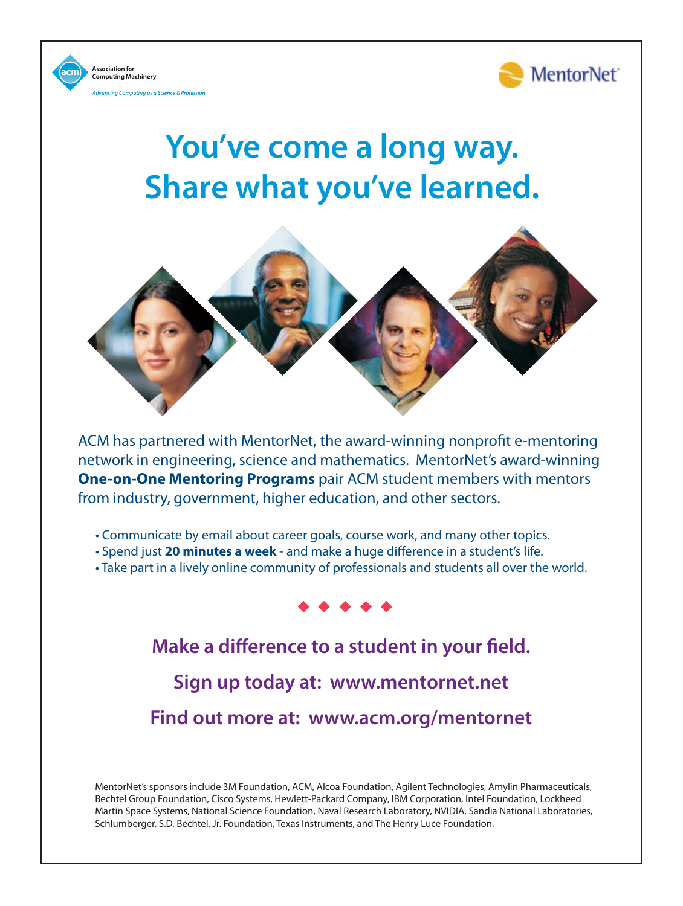Association for Computing Machinery

*Advancing Computing as a Science & Profession*

MentorNet

# You've come a long way. Share what you've learned.

ACM has partnered with MentorNet, the award-winning nonprofit e-mentoring network in engineering, science and mathematics. MentorNet's award-winning **One-on-One Mentoring Programs** pair ACM student members with mentors from industry, government, higher education, and other sectors.

- Communicate by email about career goals, course work, and many other topics.
- Spend just **20 minutes a week** - and make a huge difference in a student's life.
- Take part in a lively online community of professionals and students all over the world.

## Make a difference to a student in your field.

## Sign up today at: www.mentornet.net

## Find out more at: www.acm.org/mentornet

MentorNet's sponsors include 3M Foundation, ACM, Alcoa Foundation, Agilent Technologies, Amylin Pharmaceuticals, Bechtel Group Foundation, Cisco Systems, Hewlett-Packard Company, IBM Corporation, Intel Foundation, Lockheed Martin Space Systems, National Science Foundation, Naval Research Laboratory, NVIDIA, Sandia National Laboratories, Schlumberger, S.D. Bechtel, Jr. Foundation, Texas Instruments, and The Henry Luce Foundation.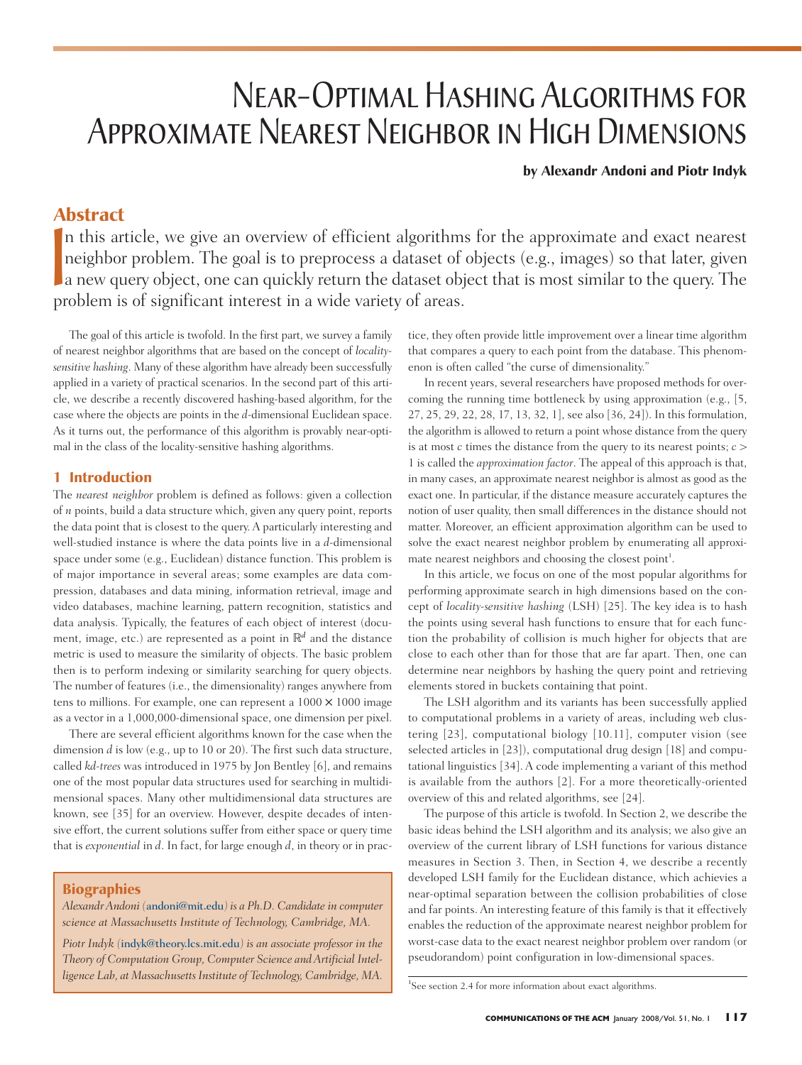# Near-Optimal Hashing Algorithms for Approximate Nearest Neighbor in High Dimensions

**by Alexandr Andoni and Piotr Indyk**

## Abstract

In this article, we give an overview of efficient algorithms for the approximate and exact nearest neighbor problem. The goal is to preprocess a dataset of objects (e.g., images) so that later, given a new query object, one can quickly return the dataset object that is most similar to the query. The problem is of significant interest in a wide variety of areas.

The goal of this article is twofold. In the first part, we survey a family of nearest neighbor algorithms that are based on the concept of *locality-sensitive hashing*. Many of these algorithm have already been successfully applied in a variety of practical scenarios. In the second part of this article, we describe a recently discovered hashing-based algorithm, for the case where the objects are points in the $d$-dimensional Euclidean space. As it turns out, the performance of this algorithm is provably near-optimal in the class of the locality-sensitive hashing algorithms.

## 1 Introduction

The *nearest neighbor* problem is defined as follows: given a collection of $n$ points, build a data structure which, given any query point, reports the data point that is closest to the query. A particularly interesting and well-studied instance is where the data points live in a $d$-dimensional space under some (e.g., Euclidean) distance function. This problem is of major importance in several areas; some examples are data compression, databases and data mining, information retrieval, image and video databases, machine learning, pattern recognition, statistics and data analysis. Typically, the features of each object of interest (document, image, etc.) are represented as a point in $\mathbb{R}^d$ and the distance metric is used to measure the similarity of objects. The basic problem then is to perform indexing or similarity searching for query objects. The number of features (i.e., the dimensionality) ranges anywhere from tens to millions. For example, one can represent a $1000 \times 1000$ image as a vector in a 1,000,000-dimensional space, one dimension per pixel.

There are several efficient algorithms known for the case when the dimension $d$ is low (e.g., up to 10 or 20). The first such data structure, called *kd-trees* was introduced in 1975 by Jon Bentley [6], and remains one of the most popular data structures used for searching in multidimensional spaces. Many other multidimensional data structures are known, see [35] for an overview. However, despite decades of intensive effort, the current solutions suffer from either space or query time that is *exponential* in $d$. In fact, for large enough $d$, in theory or in practice, they often provide little improvement over a linear time algorithm that compares a query to each point from the database. This phenomenon is often called "the curse of dimensionality."

In recent years, several researchers have proposed methods for overcoming the running time bottleneck by using approximation (e.g., [5, 27, 25, 29, 22, 28, 17, 13, 32, 1], see also [36, 24]). In this formulation, the algorithm is allowed to return a point whose distance from the query is at most $c$ times the distance from the query to its nearest points; $c > 1$ is called the *approximation factor*. The appeal of this approach is that, in many cases, an approximate nearest neighbor is almost as good as the exact one. In particular, if the distance measure accurately captures the notion of user quality, then small differences in the distance should not matter. Moreover, an efficient approximation algorithm can be used to solve the exact nearest neighbor problem by enumerating all approximate nearest neighbors and choosing the closest point[1].

In this article, we focus on one of the most popular algorithms for performing approximate search in high dimensions based on the concept of *locality-sensitive hashing* (LSH) [25]. The key idea is to hash the points using several hash functions to ensure that for each function the probability of collision is much higher for objects that are close to each other than for those that are far apart. Then, one can determine near neighbors by hashing the query point and retrieving elements stored in buckets containing that point.

The LSH algorithm and its variants has been successfully applied to computational problems in a variety of areas, including web clustering [23], computational biology [10.11], computer vision (see selected articles in [23]), computational drug design [18] and computational linguistics [34]. A code implementing a variant of this method is available from the authors [2]. For a more theoretically-oriented overview of this and related algorithms, see [24].

The purpose of this article is twofold. In Section 2, we describe the basic ideas behind the LSH algorithm and its analysis; we also give an overview of the current library of LSH functions for various distance measures in Section 3. Then, in Section 4, we describe a recently developed LSH family for the Euclidean distance, which achieves a near-optimal separation between the collision probabilities of close and far points. An interesting feature of this family is that it effectively enables the reduction of the approximate nearest neighbor problem for worst-case data to the exact nearest neighbor problem over random (or pseudorandom) point configuration in low-dimensional spaces.

[1] See section 2.4 for more information about exact algorithms.

### Biographies

*Alexandr Andoni* (andoni@mit.edu) *is a Ph.D. Candidate in computer science at Massachusetts Institute of Technology, Cambridge, MA.*

*Piotr Indyk* (indyk@theory.lcs.mit.edu) *is an associate professor in the Theory of Computation Group, Computer Science and Artificial Intelligence Lab, at Massachusetts Institute of Technology, Cambridge, MA.*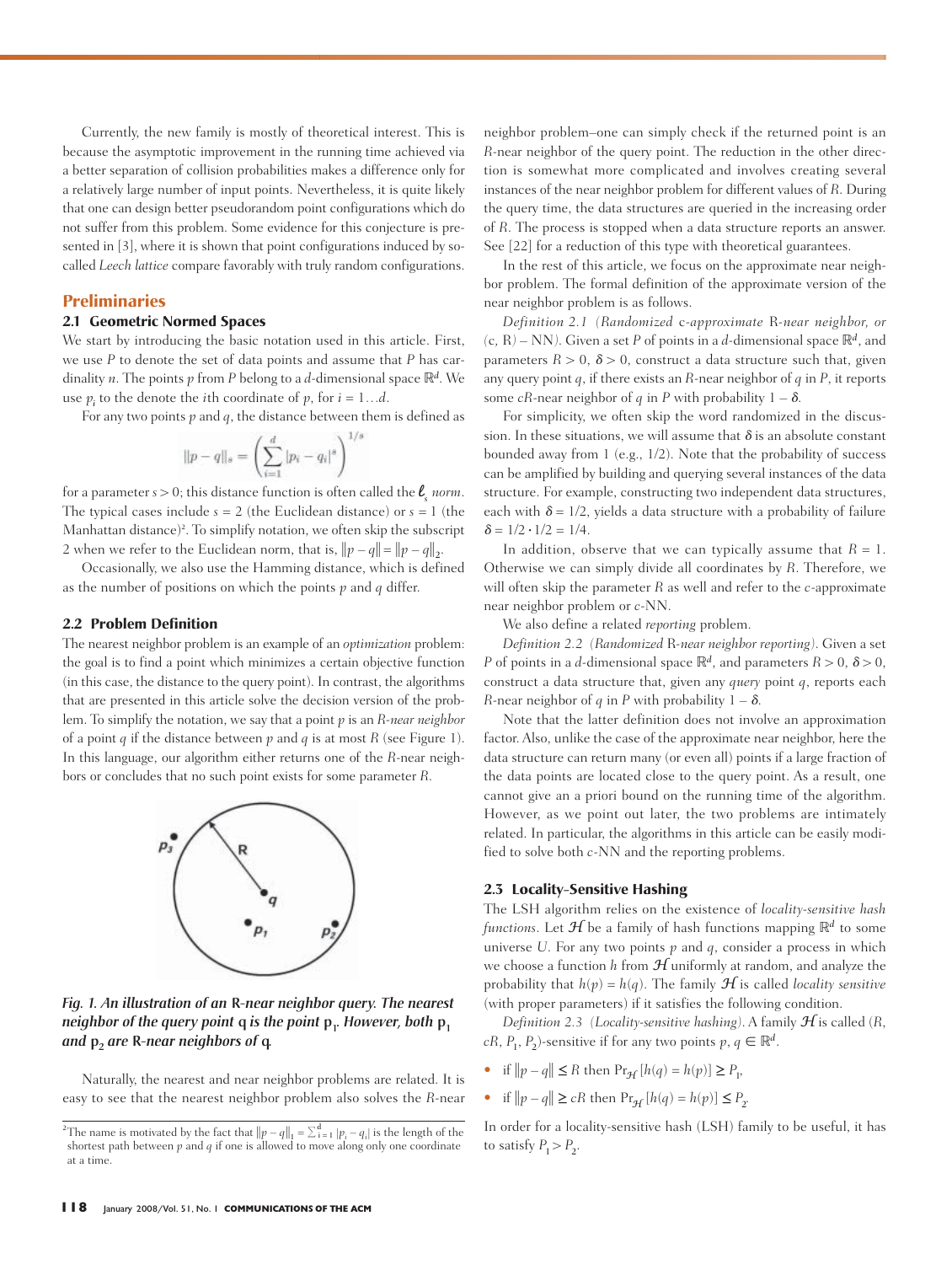Currently, the new family is mostly of theoretical interest. This is because the asymptotic improvement in the running time achieved via a better separation of collision probabilities makes a difference only for a relatively large number of input points. Nevertheless, it is quite likely that one can design better pseudorandom point configurations which do not suffer from this problem. Some evidence for this conjecture is presented in [3], where it is shown that point configurations induced by so-called *Leech lattice* compare favorably with truly random configurations.

## Preliminaries

### 2.1 Geometric Normed Spaces

We start by introducing the basic notation used in this article. First, we use $P$ to denote the set of data points and assume that $P$ has cardinality $n$. The points $p$ from $P$ belong to a $d$-dimensional space $\mathbb{R}^d$. We use $p_i$ to the denote the $i$th coordinate of $p$, for $i = 1\ldots d$.

For any two points $p$ and $q$, the distance between them is defined as

$$\|p-q\|_s = \left(\sum_{i=1}^{d} |p_i - q_i|^s\right)^{1/s}$$

for a parameter $s > 0$; this distance function is often called the $\ell_s$ *norm*. The typical cases include $s = 2$ (the Euclidean distance) or $s = 1$ (the Manhattan distance)[2]. To simplify notation, we often skip the subscript 2 when we refer to the Euclidean norm, that is, $\|p - q\| = \|p - q\|_2$.

Occasionally, we also use the Hamming distance, which is defined as the number of positions on which the points $p$ and $q$ differ.

### 2.2 Problem Definition

The nearest neighbor problem is an example of an *optimization* problem: the goal is to find a point which minimizes a certain objective function (in this case, the distance to the query point). In contrast, the algorithms that are presented in this article solve the decision version of the problem. To simplify the notation, we say that a point $p$ is an *R-near neighbor* of a point $q$ if the distance between $p$ and $q$ is at most $R$ (see Figure 1). In this language, our algorithm either returns one of the $R$-near neighbors or concludes that no such point exists for some parameter $R$.

***Fig. 1. An illustration of an R-near neighbor query. The nearest neighbor of the query point q is the point $p_1$. However, both $p_1$ and $p_2$ are R-near neighbors of q.***

Naturally, the nearest and near neighbor problems are related. It is easy to see that the nearest neighbor problem also solves the $R$-near neighbor problem–one can simply check if the returned point is an $R$-near neighbor of the query point. The reduction in the other direction is somewhat more complicated and involves creating several instances of the near neighbor problem for different values of $R$. During the query time, the data structures are queried in the increasing order of $R$. The process is stopped when a data structure reports an answer. See [22] for a reduction of this type with theoretical guarantees.

In the rest of this article, we focus on the approximate near neighbor problem. The formal definition of the approximate version of the near neighbor problem is as follows.

*Definition 2.1 (Randomized c-approximate R-near neighbor, or (c, R) – NN).* Given a set $P$ of points in a $d$-dimensional space $\mathbb{R}^d$, and parameters $R > 0$, $\delta > 0$, construct a data structure such that, given any query point $q$, if there exists an $R$-near neighbor of $q$ in $P$, it reports some $cR$-near neighbor of $q$ in $P$ with probability $1 - \delta$.

For simplicity, we often skip the word randomized in the discussion. In these situations, we will assume that $\delta$ is an absolute constant bounded away from 1 (e.g., 1/2). Note that the probability of success can be amplified by building and querying several instances of the data structure. For example, constructing two independent data structures, each with $\delta = 1/2$, yields a data structure with a probability of failure $\delta = 1/2 \cdot 1/2 = 1/4$.

In addition, observe that we can typically assume that $R = 1$. Otherwise we can simply divide all coordinates by $R$. Therefore, we will often skip the parameter $R$ as well and refer to the $c$-approximate near neighbor problem or $c$-NN.

We also define a related *reporting* problem.

*Definition 2.2 (Randomized R-near neighbor reporting).* Given a set $P$ of points in a $d$-dimensional space $\mathbb{R}^d$, and parameters $R > 0$, $\delta > 0$, construct a data structure that, given any *query* point $q$, reports each $R$-near neighbor of $q$ in $P$ with probability $1 - \delta$.

Note that the latter definition does not involve an approximation factor. Also, unlike the case of the approximate near neighbor, here the data structure can return many (or even all) points if a large fraction of the data points are located close to the query point. As a result, one cannot give an a priori bound on the running time of the algorithm. However, as we point out later, the two problems are intimately related. In particular, the algorithms in this article can be easily modified to solve both $c$-NN and the reporting problems.

### 2.3 Locality-Sensitive Hashing

The LSH algorithm relies on the existence of *locality-sensitive hash functions*. Let $\mathcal{H}$ be a family of hash functions mapping $\mathbb{R}^d$ to some universe $U$. For any two points $p$ and $q$, consider a process in which we choose a function $h$ from $\mathcal{H}$ uniformly at random, and analyze the probability that $h(p) = h(q)$. The family $\mathcal{H}$ is called *locality sensitive* (with proper parameters) if it satisfies the following condition.

*Definition 2.3 (Locality-sensitive hashing).* A family $\mathcal{H}$ is called $(R, cR, P_1, P_2)$-sensitive if for any two points $p, q \in \mathbb{R}^d$.

- if $\|p - q\| \leq R$ then $\Pr_{\mathcal{H}}[h(q) = h(p)] \geq P_1$,
- if $\|p - q\| \geq cR$ then $\Pr_{\mathcal{H}}[h(q) = h(p)] \leq P_2$.

In order for a locality-sensitive hash (LSH) family to be useful, it has to satisfy $P_1 > P_2$.

[2] The name is motivated by the fact that $\|p - q\|_1 = \sum_{i=1}^{d} |p_i - q_i|$ is the length of the shortest path between $p$ and $q$ if one is allowed to move along only one coordinate at a time.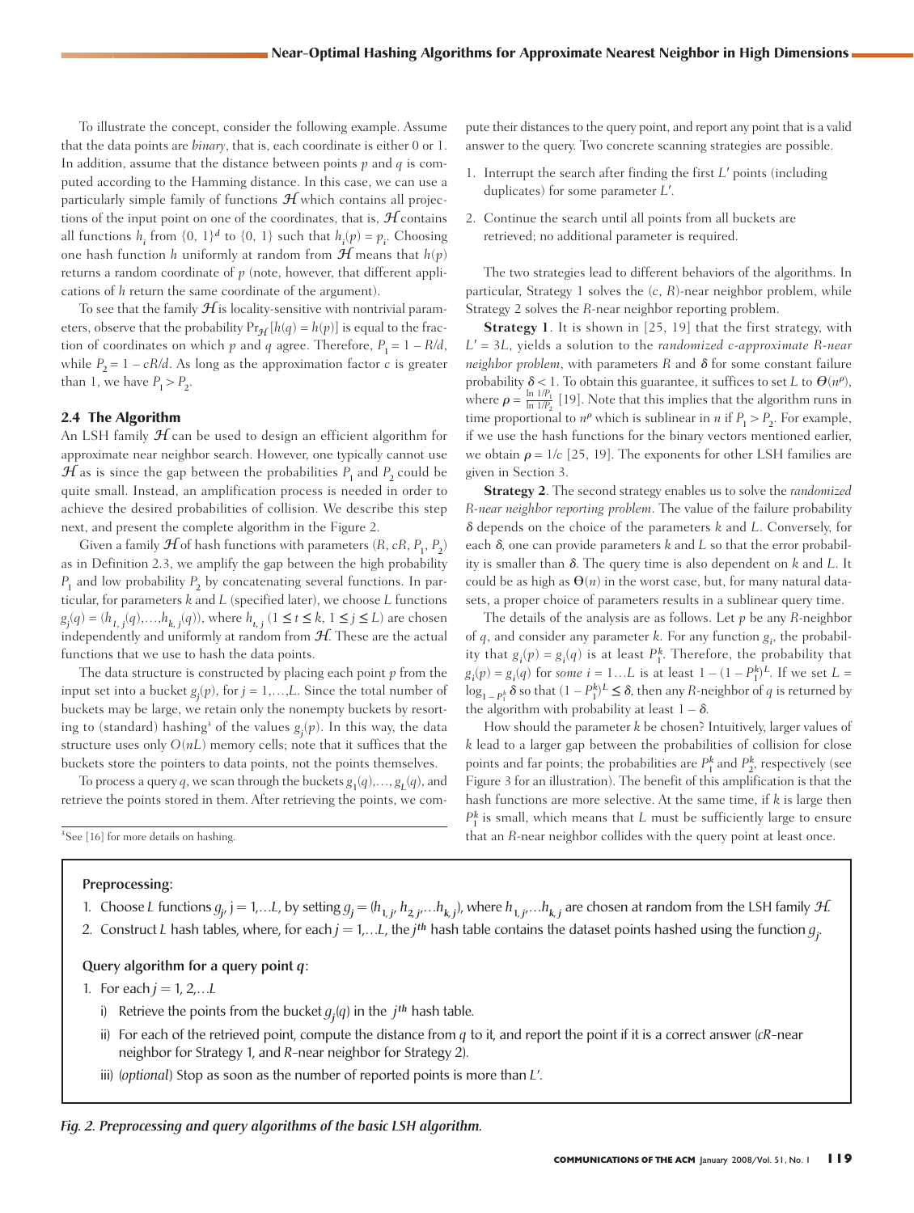To illustrate the concept, consider the following example. Assume that the data points are *binary*, that is, each coordinate is either 0 or 1. In addition, assume that the distance between points $p$ and $q$ is computed according to the Hamming distance. In this case, we can use a particularly simple family of functions $\mathcal{H}$ which contains all projections of the input point on one of the coordinates, that is, $\mathcal{H}$ contains all functions $h_i$ from $\{0, 1\}^d$ to $\{0, 1\}$ such that $h_i(p) = p_i$. Choosing one hash function $h$ uniformly at random from $\mathcal{H}$ means that $h(p)$ returns a random coordinate of $p$ (note, however, that different applications of $h$ return the same coordinate of the argument).

To see that the family $\mathcal{H}$ is locality-sensitive with nontrivial parameters, observe that the probability $\Pr_{\mathcal{H}}[h(q) = h(p)]$ is equal to the fraction of coordinates on which $p$ and $q$ agree. Therefore, $P_1 = 1 - R/d$, while $P_2 = 1 - cR/d$. As long as the approximation factor $c$ is greater than 1, we have $P_1 > P_2$.

### 2.4 The Algorithm

An LSH family $\mathcal{H}$ can be used to design an efficient algorithm for approximate near neighbor search. However, one typically cannot use $\mathcal{H}$ as is since the gap between the probabilities $P_1$ and $P_2$ could be quite small. Instead, an amplification process is needed in order to achieve the desired probabilities of collision. We describe this step next, and present the complete algorithm in the Figure 2.

Given a family $\mathcal{H}$ of hash functions with parameters $(R, cR, P_1, P_2)$ as in Definition 2.3, we amplify the gap between the high probability $P_1$ and low probability $P_2$ by concatenating several functions. In particular, for parameters $k$ and $L$ (specified later), we choose $L$ functions $g_j(q) = (h_{1,j}(q),\ldots,h_{k,j}(q))$, where $h_{t,j}$ $(1 \leq t \leq k,\ 1 \leq j \leq L)$ are chosen independently and uniformly at random from $\mathcal{H}$. These are the actual functions that we use to hash the data points.

The data structure is constructed by placing each point $p$ from the input set into a bucket $g_j(p)$, for $j = 1,\ldots,L$. Since the total number of buckets may be large, we retain only the nonempty buckets by resorting to (standard) hashing[3] of the values $g_j(p)$. In this way, the data structure uses only $O(nL)$ memory cells; note that it suffices that the buckets store the pointers to data points, not the points themselves.

To process a query $q$, we scan through the buckets $g_1(q),\ldots, g_L(q)$, and retrieve the points stored in them. After retrieving the points, we compute their distances to the query point, and report any point that is a valid answer to the query. Two concrete scanning strategies are possible.

1. Interrupt the search after finding the first $L'$ points (including duplicates) for some parameter $L'$.
2. Continue the search until all points from all buckets are retrieved; no additional parameter is required.

The two strategies lead to different behaviors of the algorithms. In particular, Strategy 1 solves the $(c, R)$-near neighbor problem, while Strategy 2 solves the $R$-near neighbor reporting problem.

**Strategy 1**. It is shown in [25, 19] that the first strategy, with $L' = 3L$, yields a solution to the *randomized c-approximate R-near neighbor problem*, with parameters $R$ and $\delta$ for some constant failure probability $\delta < 1$. To obtain this guarantee, it suffices to set $L$ to $\Theta(n^{\rho})$, where $\rho = \frac{\ln 1/P_1}{\ln 1/P_2}$ [19]. Note that this implies that the algorithm runs in time proportional to $n^{\rho}$ which is sublinear in $n$ if $P_1 > P_2$. For example, if we use the hash functions for the binary vectors mentioned earlier, we obtain $\rho = 1/c$ [25, 19]. The exponents for other LSH families are given in Section 3.

**Strategy 2**. The second strategy enables us to solve the *randomized R-near neighbor reporting problem*. The value of the failure probability $\delta$ depends on the choice of the parameters $k$ and $L$. Conversely, for each $\delta$, one can provide parameters $k$ and $L$ so that the error probability is smaller than $\delta$. The query time is also dependent on $k$ and $L$. It could be as high as $\Theta(n)$ in the worst case, but, for many natural datasets, a proper choice of parameters results in a sublinear query time.

The details of the analysis are as follows. Let $p$ be any $R$-neighbor of $q$, and consider any parameter $k$. For any function $g_i$, the probability that $g_i(p) = g_i(q)$ is at least $P_1^k$. Therefore, the probability that $g_i(p) = g_i(q)$ for *some* $i = 1\ldots L$ is at least $1 - (1 - P_1^k)^L$. If we set $L = \log_{1-P_1^k} \delta$ so that $(1 - P_1^k)^L \leq \delta$, then any $R$-neighbor of $q$ is returned by the algorithm with probability at least $1 - \delta$.

How should the parameter $k$ be chosen? Intuitively, larger values of $k$ lead to a larger gap between the probabilities of collision for close points and far points; the probabilities are $P_1^k$ and $P_2^k$, respectively (see Figure 3 for an illustration). The benefit of this amplification is that the hash functions are more selective. At the same time, if $k$ is large then $P_1^k$ is small, which means that $L$ must be sufficiently large to ensure that an $R$-near neighbor collides with the query point at least once.

[3] See [16] for more details on hashing.

**Preprocessing:**

1. Choose $L$ functions $g_j$, $j = 1,\ldots L$, by setting $g_j = (h_{1,j}, h_{2,j},\ldots h_{k,j})$, where $h_{1,j},\ldots h_{k,j}$ are chosen at random from the LSH family $\mathcal{H}$.
2. Construct $L$ hash tables, where, for each $j = 1,\ldots L$, the $j^{th}$ hash table contains the dataset points hashed using the function $g_j$.

**Query algorithm for a query point $q$:**

1. For each $j = 1, 2,\ldots L$
   i) Retrieve the points from the bucket $g_j(q)$ in the $j^{th}$ hash table.
   ii) For each of the retrieved point, compute the distance from $q$ to it, and report the point if it is a correct answer ($cR$-near neighbor for Strategy 1, and $R$-near neighbor for Strategy 2).
   iii) (*optional*) Stop as soon as the number of reported points is more than $L'$.

*Fig. 2. Preprocessing and query algorithms of the basic LSH algorithm.*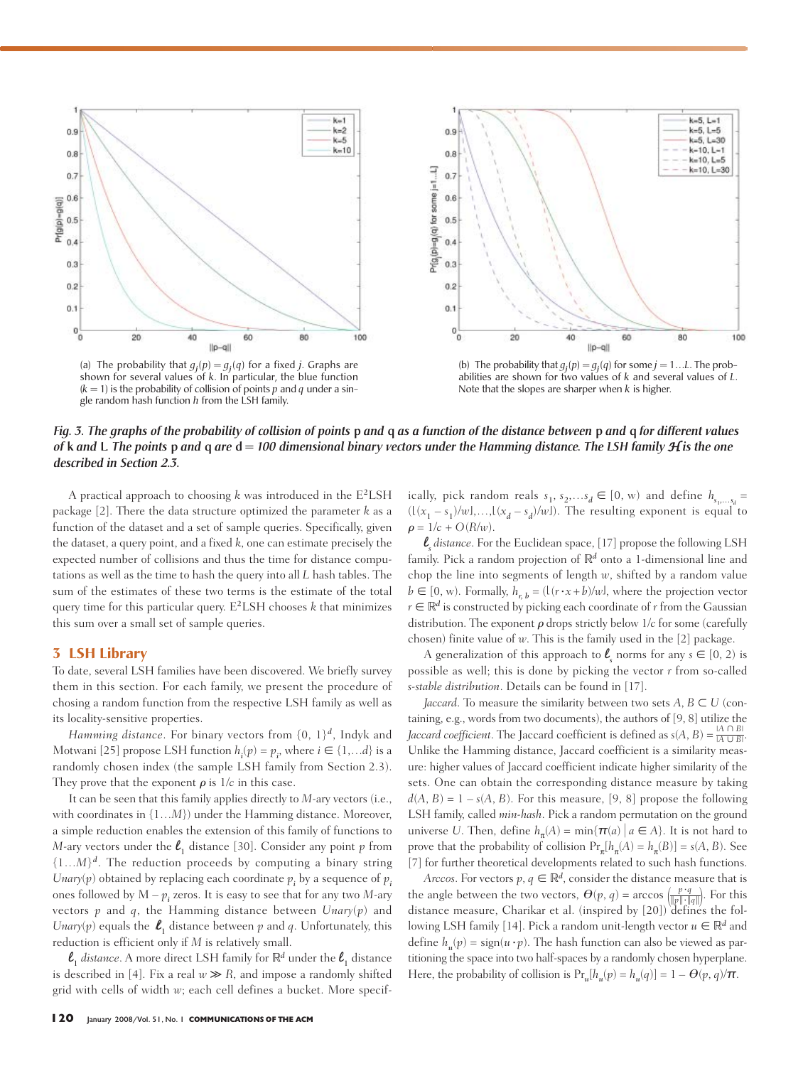(a) The probability that $g_j(p) = g_j(q)$ for a fixed $j$. Graphs are shown for several values of $k$. In particular, the blue function ($k = 1$) is the probability of collision of points $p$ and $q$ under a single random hash function $h$ from the LSH family.

(b) The probability that $g_j(p) = g_j(q)$ for some $j = 1 \ldots L$. The probabilities are shown for two values of $k$ and several values of $L$. Note that the slopes are sharper when $k$ is higher.

***Fig. 3. The graphs of the probability of collision of points p and q as a function of the distance between p and q for different values of k and L. The points p and q are d = 100 dimensional binary vectors under the Hamming distance. The LSH family $\mathcal{H}$ is the one described in Section 2.3.***

A practical approach to choosing $k$ was introduced in the E²LSH package [2]. There the data structure optimized the parameter $k$ as a function of the dataset and a set of sample queries. Specifically, given the dataset, a query point, and a fixed $k$, one can estimate precisely the expected number of collisions and thus the time for distance computations as well as the time to hash the query into all $L$ hash tables. The sum of the estimates of these two terms is the estimate of the total query time for this particular query. E²LSH chooses $k$ that minimizes this sum over a small set of sample queries.

## 3 LSH Library

To date, several LSH families have been discovered. We briefly survey them in this section. For each family, we present the procedure of chosing a random function from the respective LSH family as well as its locality-sensitive properties.

*Hamming distance*. For binary vectors from $\{0, 1\}^d$, Indyk and Motwani [25] propose LSH function $h_i(p) = p_i$, where $i \in \{1, \ldots d\}$ is a randomly chosen index (the sample LSH family from Section 2.3). They prove that the exponent $\rho$ is $1/c$ in this case.

It can be seen that this family applies directly to $M$-ary vectors (i.e., with coordinates in $\{1 \ldots M\}$) under the Hamming distance. Moreover, a simple reduction enables the extension of this family of functions to $M$-ary vectors under the $\ell_1$ distance [30]. Consider any point $p$ from $\{1 \ldots M\}^d$. The reduction proceeds by computing a binary string $Unary(p)$ obtained by replacing each coordinate $p_i$ by a sequence of $p_i$ ones followed by $M - p_i$ zeros. It is easy to see that for any two $M$-ary vectors $p$ and $q$, the Hamming distance between $Unary(p)$ and $Unary(p)$ equals the $\ell_1$ distance between $p$ and $q$. Unfortunately, this reduction is efficient only if $M$ is relatively small.

*$\ell_1$ distance*. A more direct LSH family for $\mathbb{R}^d$ under the $\ell_1$ distance is described in [4]. Fix a real $w \gg R$, and impose a randomly shifted grid with cells of width $w$; each cell defines a bucket. More specifically, pick random reals $s_1, s_2, \ldots s_d \in [0, w)$ and define $h_{s_1, \ldots s_d} = (\lfloor (x_1 - s_1)/w \rfloor, \ldots, \lfloor (x_d - s_d)/w \rfloor)$. The resulting exponent is equal to $\rho = 1/c + O(R/w)$.

*$\ell_s$ distance*. For the Euclidean space, [17] propose the following LSH family. Pick a random projection of $\mathbb{R}^d$ onto a 1-dimensional line and chop the line into segments of length $w$, shifted by a random value $b \in [0, w)$. Formally, $h_{r,b} = (\lfloor (r \cdot x + b)/w \rfloor$, where the projection vector $r \in \mathbb{R}^d$ is constructed by picking each coordinate of $r$ from the Gaussian distribution. The exponent $\rho$ drops strictly below $1/c$ for some (carefully chosen) finite value of $w$. This is the family used in the [2] package.

A generalization of this approach to $\ell_s$ norms for any $s \in [0, 2)$ is possible as well; this is done by picking the vector $r$ from so-called *s-stable distribution*. Details can be found in [17].

*Jaccard*. To measure the similarity between two sets $A, B \subset U$ (containing, e.g., words from two documents), the authors of [9, 8] utilize the *Jaccard coefficient*. The Jaccard coefficient is defined as $s(A, B) = \frac{|A \cap B|}{|A \cup B|}$. Unlike the Hamming distance, Jaccard coefficient is a similarity measure: higher values of Jaccard coefficient indicate higher similarity of the sets. One can obtain the corresponding distance measure by taking $d(A, B) = 1 - s(A, B)$. For this measure, [9, 8] propose the following LSH family, called *min-hash*. Pick a random permutation on the ground universe $U$. Then, define $h_\pi(A) = \min\{\pi(a) \mid a \in A\}$. It is not hard to prove that the probability of collision $\Pr_\pi[h_\pi(A) = h_\pi(B)] = s(A, B)$. See [7] for further theoretical developments related to such hash functions.

*Arccos*. For vectors $p, q \in \mathbb{R}^d$, consider the distance measure that is the angle between the two vectors, $\Theta(p, q) = \arccos\left(\frac{p \cdot q}{\|p\| \cdot \|q\|}\right)$. For this distance measure, Charikar et al. (inspired by [20]) defines the following LSH family [14]. Pick a random unit-length vector $u \in \mathbb{R}^d$ and define $h_u(p) = \text{sign}(u \cdot p)$. The hash function can also be viewed as partitioning the space into two half-spaces by a randomly chosen hyperplane. Here, the probability of collision is $\Pr_u[h_u(p) = h_u(q)] = 1 - \Theta(p, q)/\pi$.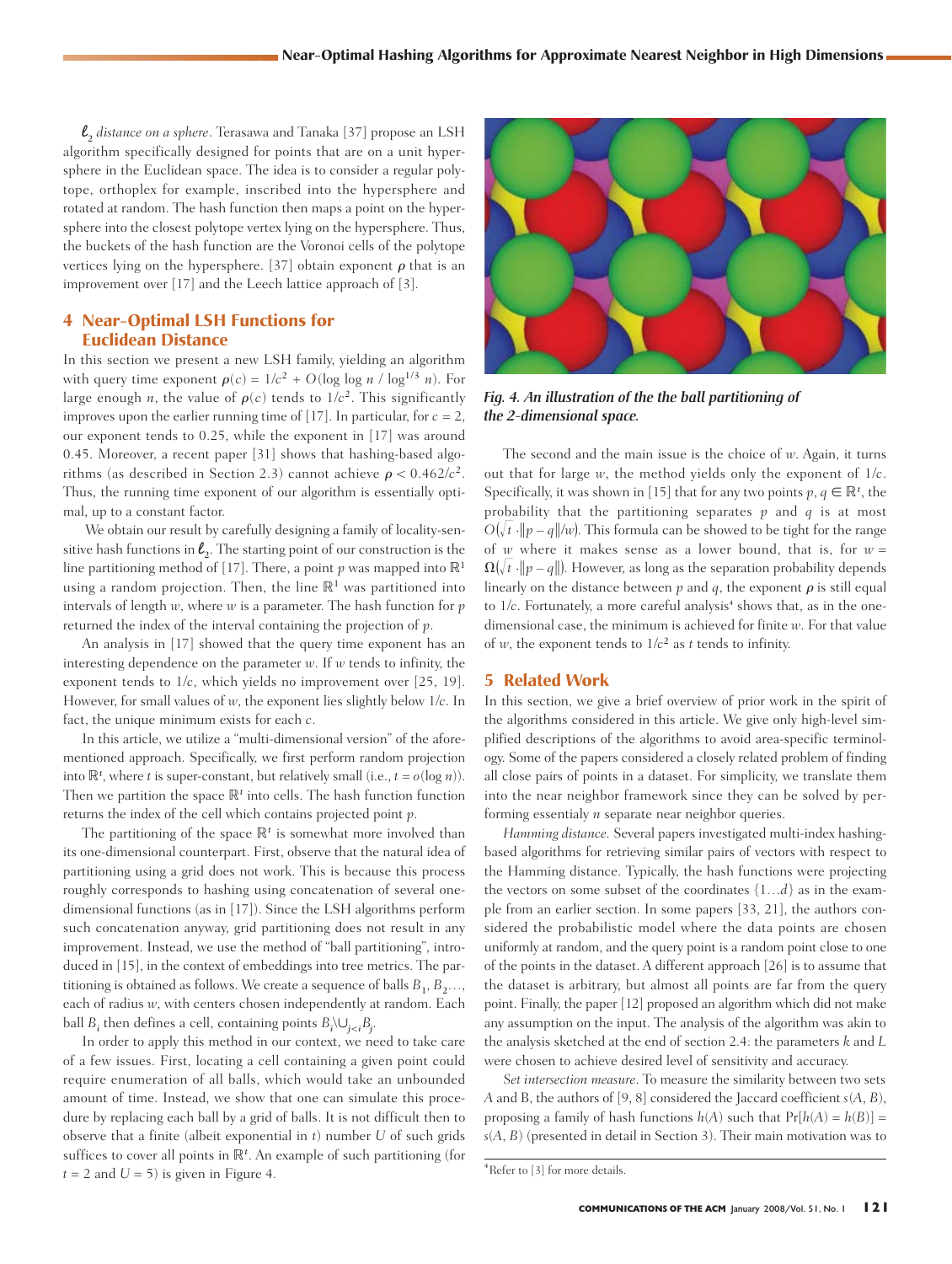*$\ell_2$ distance on a sphere*. Terasawa and Tanaka [37] propose an LSH algorithm specifically designed for points that are on a unit hypersphere in the Euclidean space. The idea is to consider a regular polytope, orthoplex for example, inscribed into the hypersphere and rotated at random. The hash function then maps a point on the hypersphere into the closest polytope vertex lying on the hypersphere. Thus, the buckets of the hash function are the Voronoi cells of the polytope vertices lying on the hypersphere. [37] obtain exponent $\rho$ that is an improvement over [17] and the Leech lattice approach of [3].

## 4 Near-Optimal LSH Functions for Euclidean Distance

In this section we present a new LSH family, yielding an algorithm with query time exponent $\rho(c) = 1/c^2 + O(\log\log n / \log^{1/3} n)$. For large enough $n$, the value of $\rho(c)$ tends to $1/c^2$. This significantly improves upon the earlier running time of [17]. In particular, for $c = 2$, our exponent tends to 0.25, while the exponent in [17] was around 0.45. Moreover, a recent paper [31] shows that hashing-based algorithms (as described in Section 2.3) cannot achieve $\rho < 0.462/c^2$. Thus, the running time exponent of our algorithm is essentially optimal, up to a constant factor.

We obtain our result by carefully designing a family of locality-sensitive hash functions in $\ell_2$. The starting point of our construction is the line partitioning method of [17]. There, a point $p$ was mapped into $\mathbb{R}^1$ using a random projection. Then, the line $\mathbb{R}^1$ was partitioned into intervals of length $w$, where $w$ is a parameter. The hash function for $p$ returned the index of the interval containing the projection of $p$.

An analysis in [17] showed that the query time exponent has an interesting dependence on the parameter $w$. If $w$ tends to infinity, the exponent tends to $1/c$, which yields no improvement over [25, 19]. However, for small values of $w$, the exponent lies slightly below $1/c$. In fact, the unique minimum exists for each $c$.

In this article, we utilize a "multi-dimensional version" of the aforementioned approach. Specifically, we first perform random projection into $\mathbb{R}^t$, where $t$ is super-constant, but relatively small (i.e., $t = o(\log n)$). Then we partition the space $\mathbb{R}^t$ into cells. The hash function function returns the index of the cell which contains projected point $p$.

The partitioning of the space $\mathbb{R}^t$ is somewhat more involved than its one-dimensional counterpart. First, observe that the natural idea of partitioning using a grid does not work. This is because this process roughly corresponds to hashing using concatenation of several one-dimensional functions (as in [17]). Since the LSH algorithms perform such concatenation anyway, grid partitioning does not result in any improvement. Instead, we use the method of "ball partitioning", introduced in [15], in the context of embeddings into tree metrics. The partitioning is obtained as follows. We create a sequence of balls $B_1, B_2, \ldots$, each of radius $w$, with centers chosen independently at random. Each ball $B_i$ then defines a cell, containing points $B_i \setminus \cup_{j<i} B_j$.

In order to apply this method in our context, we need to take care of a few issues. First, locating a cell containing a given point could require enumeration of all balls, which would take an unbounded amount of time. Instead, we show that one can simulate this procedure by replacing each ball by a grid of balls. It is not difficult then to observe that a finite (albeit exponential in $t$) number $U$ of such grids suffices to cover all points in $\mathbb{R}^t$. An example of such partitioning (for $t = 2$ and $U = 5$) is given in Figure 4.

*Fig. 4. An illustration of the the ball partitioning of the 2-dimensional space.*

The second and the main issue is the choice of $w$. Again, it turns out that for large $w$, the method yields only the exponent of $1/c$. Specifically, it was shown in [15] that for any two points $p, q \in \mathbb{R}^t$, the probability that the partitioning separates $p$ and $q$ is at most $O(\sqrt{t} \cdot \|p - q\|/w)$. This formula can be showed to be tight for the range of $w$ where it makes sense as a lower bound, that is, for $w = \Omega(\sqrt{t} \cdot \|p - q\|)$. However, as long as the separation probability depends linearly on the distance between $p$ and $q$, the exponent $\rho$ is still equal to $1/c$. Fortunately, a more careful analysis[4] shows that, as in the one-dimensional case, the minimum is achieved for finite $w$. For that value of $w$, the exponent tends to $1/c^2$ as $t$ tends to infinity.

## 5 Related Work

In this section, we give a brief overview of prior work in the spirit of the algorithms considered in this article. We give only high-level simplified descriptions of the algorithms to avoid area-specific terminology. Some of the papers considered a closely related problem of finding all close pairs of points in a dataset. For simplicity, we translate them into the near neighbor framework since they can be solved by performing essentialy $n$ separate near neighbor queries.

*Hamming distance.* Several papers investigated multi-index hashing-based algorithms for retrieving similar pairs of vectors with respect to the Hamming distance. Typically, the hash functions were projecting the vectors on some subset of the coordinates $\{1 \ldots d\}$ as in the example from an earlier section. In some papers [33, 21], the authors considered the probabilistic model where the data points are chosen uniformly at random, and the query point is a random point close to one of the points in the dataset. A different approach [26] is to assume that the dataset is arbitrary, but almost all points are far from the query point. Finally, the paper [12] proposed an algorithm which did not make any assumption on the input. The analysis of the algorithm was akin to the analysis sketched at the end of section 2.4: the parameters $k$ and $L$ were chosen to achieve desired level of sensitivity and accuracy.

*Set intersection measure*. To measure the similarity between two sets $A$ and $B$, the authors of [9, 8] considered the Jaccard coefficient $s(A, B)$, proposing a family of hash functions $h(A)$ such that $\Pr[h(A) = h(B)] = s(A, B)$ (presented in detail in Section 3). Their main motivation was to

[4] Refer to [3] for more details.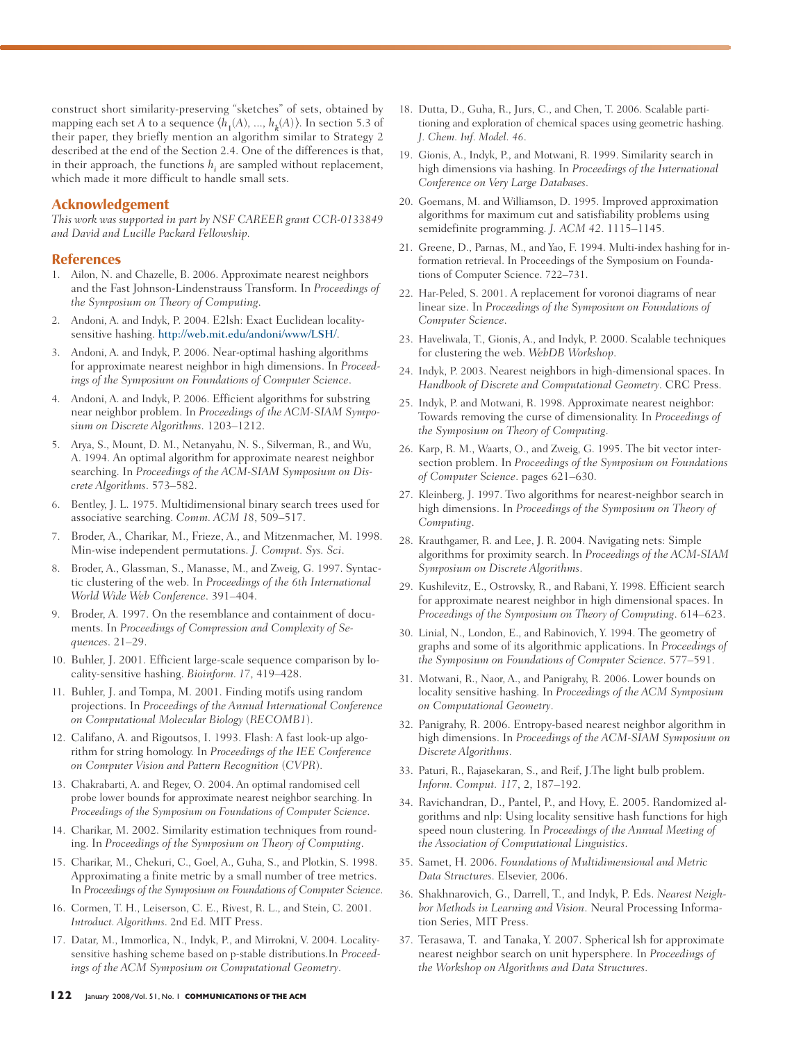construct short similarity-preserving "sketches" of sets, obtained by mapping each set $A$ to a sequence $\langle h_1(A), ..., h_k(A)\rangle$. In section 5.3 of their paper, they briefly mention an algorithm similar to Strategy 2 described at the end of the Section 2.4. One of the differences is that, in their approach, the functions $h_i$ are sampled without replacement, which made it more difficult to handle small sets.

## Acknowledgement

*This work was supported in part by NSF CAREER grant CCR-0133849 and David and Lucille Packard Fellowship.*

## References

1. Ailon, N. and Chazelle, B. 2006. Approximate nearest neighbors and the Fast Johnson-Lindenstrauss Transform. In *Proceedings of the Symposium on Theory of Computing*.
2. Andoni, A. and Indyk, P. 2004. E2lsh: Exact Euclidean locality-sensitive hashing. http://web.mit.edu/andoni/www/LSH/.
3. Andoni, A. and Indyk, P. 2006. Near-optimal hashing algorithms for approximate nearest neighbor in high dimensions. In *Proceedings of the Symposium on Foundations of Computer Science*.
4. Andoni, A. and Indyk, P. 2006. Efficient algorithms for substring near neighbor problem. In *Proceedings of the ACM-SIAM Symposium on Discrete Algorithms*. 1203–1212.
5. Arya, S., Mount, D. M., Netanyahu, N. S., Silverman, R., and Wu, A. 1994. An optimal algorithm for approximate nearest neighbor searching. In *Proceedings of the ACM-SIAM Symposium on Discrete Algorithms*. 573–582.
6. Bentley, J. L. 1975. Multidimensional binary search trees used for associative searching. *Comm. ACM 18*, 509–517.
7. Broder, A., Charikar, M., Frieze, A., and Mitzenmacher, M. 1998. Min-wise independent permutations. *J. Comput. Sys. Sci*.
8. Broder, A., Glassman, S., Manasse, M., and Zweig, G. 1997. Syntactic clustering of the web. In *Proceedings of the 6th International World Wide Web Conference*. 391–404.
9. Broder, A. 1997. On the resemblance and containment of documents. In *Proceedings of Compression and Complexity of Sequences*. 21–29.
10. Buhler, J. 2001. Efficient large-scale sequence comparison by locality-sensitive hashing. *Bioinform. 17*, 419–428.
11. Buhler, J. and Tompa, M. 2001. Finding motifs using random projections. In *Proceedings of the Annual International Conference on Computational Molecular Biology* (*RECOMB1*).
12. Califano, A. and Rigoutsos, I. 1993. Flash: A fast look-up algorithm for string homology. In *Proceedings of the IEE Conference on Computer Vision and Pattern Recognition* (*CVPR*).
13. Chakrabarti, A. and Regev, O. 2004. An optimal randomised cell probe lower bounds for approximate nearest neighbor searching. In *Proceedings of the Symposium on Foundations of Computer Science*.
14. Charikar, M. 2002. Similarity estimation techniques from rounding. In *Proceedings of the Symposium on Theory of Computing*.
15. Charikar, M., Chekuri, C., Goel, A., Guha, S., and Plotkin, S. 1998. Approximating a finite metric by a small number of tree metrics. In *Proceedings of the Symposium on Foundations of Computer Science*.
16. Cormen, T. H., Leiserson, C. E., Rivest, R. L., and Stein, C. 2001. *Introduct. Algorithms*. 2nd Ed. MIT Press.
17. Datar, M., Immorlica, N., Indyk, P., and Mirrokni, V. 2004. Locality-sensitive hashing scheme based on p-stable distributions.In *Proceedings of the ACM Symposium on Computational Geometry*.
18. Dutta, D., Guha, R., Jurs, C., and Chen, T. 2006. Scalable partitioning and exploration of chemical spaces using geometric hashing. *J. Chem. Inf. Model. 46*.
19. Gionis, A., Indyk, P., and Motwani, R. 1999. Similarity search in high dimensions via hashing. In *Proceedings of the International Conference on Very Large Databases*.
20. Goemans, M. and Williamson, D. 1995. Improved approximation algorithms for maximum cut and satisfiability problems using semidefinite programming. *J. ACM 42*. 1115–1145.
21. Greene, D., Parnas, M., and Yao, F. 1994. Multi-index hashing for information retrieval. In Proceedings of the Symposium on Foundations of Computer Science. 722–731.
22. Har-Peled, S. 2001. A replacement for voronoi diagrams of near linear size. In *Proceedings of the Symposium on Foundations of Computer Science*.
23. Haveliwala, T., Gionis, A., and Indyk, P. 2000. Scalable techniques for clustering the web. *WebDB Workshop*.
24. Indyk, P. 2003. Nearest neighbors in high-dimensional spaces. In *Handbook of Discrete and Computational Geometry*. CRC Press.
25. Indyk, P. and Motwani, R. 1998. Approximate nearest neighbor: Towards removing the curse of dimensionality. In *Proceedings of the Symposium on Theory of Computing*.
26. Karp, R. M., Waarts, O., and Zweig, G. 1995. The bit vector intersection problem. In *Proceedings of the Symposium on Foundations of Computer Science*. pages 621–630.
27. Kleinberg, J. 1997. Two algorithms for nearest-neighbor search in high dimensions. In *Proceedings of the Symposium on Theory of Computing*.
28. Krauthgamer, R. and Lee, J. R. 2004. Navigating nets: Simple algorithms for proximity search. In *Proceedings of the ACM-SIAM Symposium on Discrete Algorithms*.
29. Kushilevitz, E., Ostrovsky, R., and Rabani, Y. 1998. Efficient search for approximate nearest neighbor in high dimensional spaces. In *Proceedings of the Symposium on Theory of Computing*. 614–623.
30. Linial, N., London, E., and Rabinovich, Y. 1994. The geometry of graphs and some of its algorithmic applications. In *Proceedings of the Symposium on Foundations of Computer Science*. 577–591.
31. Motwani, R., Naor, A., and Panigrahy, R. 2006. Lower bounds on locality sensitive hashing. In *Proceedings of the ACM Symposium on Computational Geometry*.
32. Panigrahy, R. 2006. Entropy-based nearest neighbor algorithm in high dimensions. In *Proceedings of the ACM-SIAM Symposium on Discrete Algorithms*.
33. Paturi, R., Rajasekaran, S., and Reif, J.The light bulb problem. *Inform. Comput. 117*, 2, 187–192.
34. Ravichandran, D., Pantel, P., and Hovy, E. 2005. Randomized algorithms and nlp: Using locality sensitive hash functions for high speed noun clustering. In *Proceedings of the Annual Meeting of the Association of Computational Linguistics*.
35. Samet, H. 2006. *Foundations of Multidimensional and Metric Data Structures*. Elsevier, 2006.
36. Shakhnarovich, G., Darrell, T., and Indyk, P. Eds. *Nearest Neighbor Methods in Learning and Vision*. Neural Processing Information Series, MIT Press.
37. Terasawa, T. and Tanaka, Y. 2007. Spherical lsh for approximate nearest neighbor search on unit hypersphere. In *Proceedings of the Workshop on Algorithms and Data Structures*.